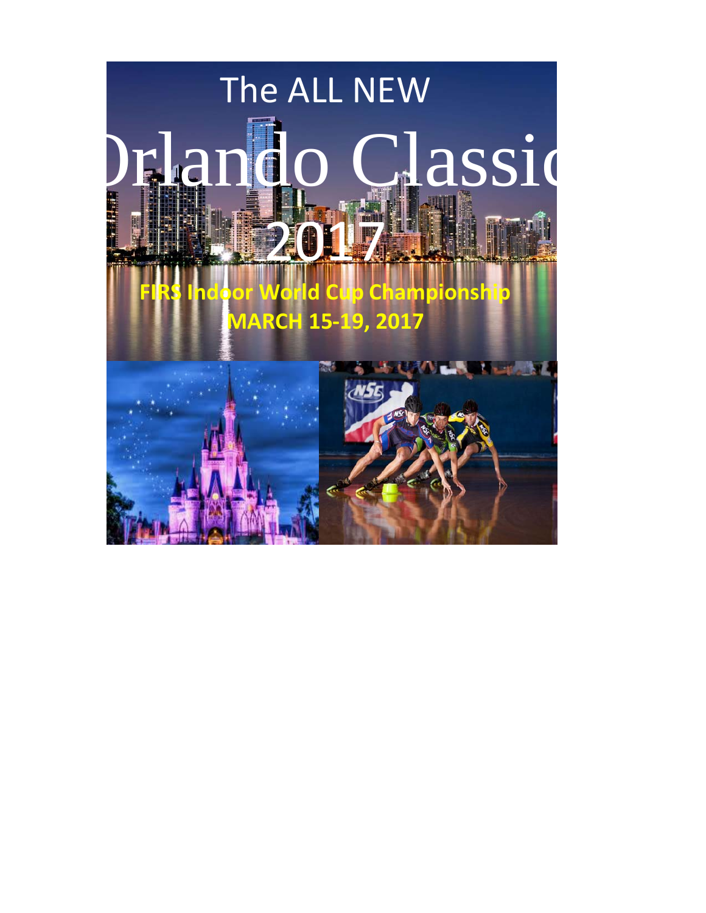# The ALL NEW

# Orlando Classic

# 2017

**FIRS Indoor World Cup Championship**

**MARCH 15-19, 2017**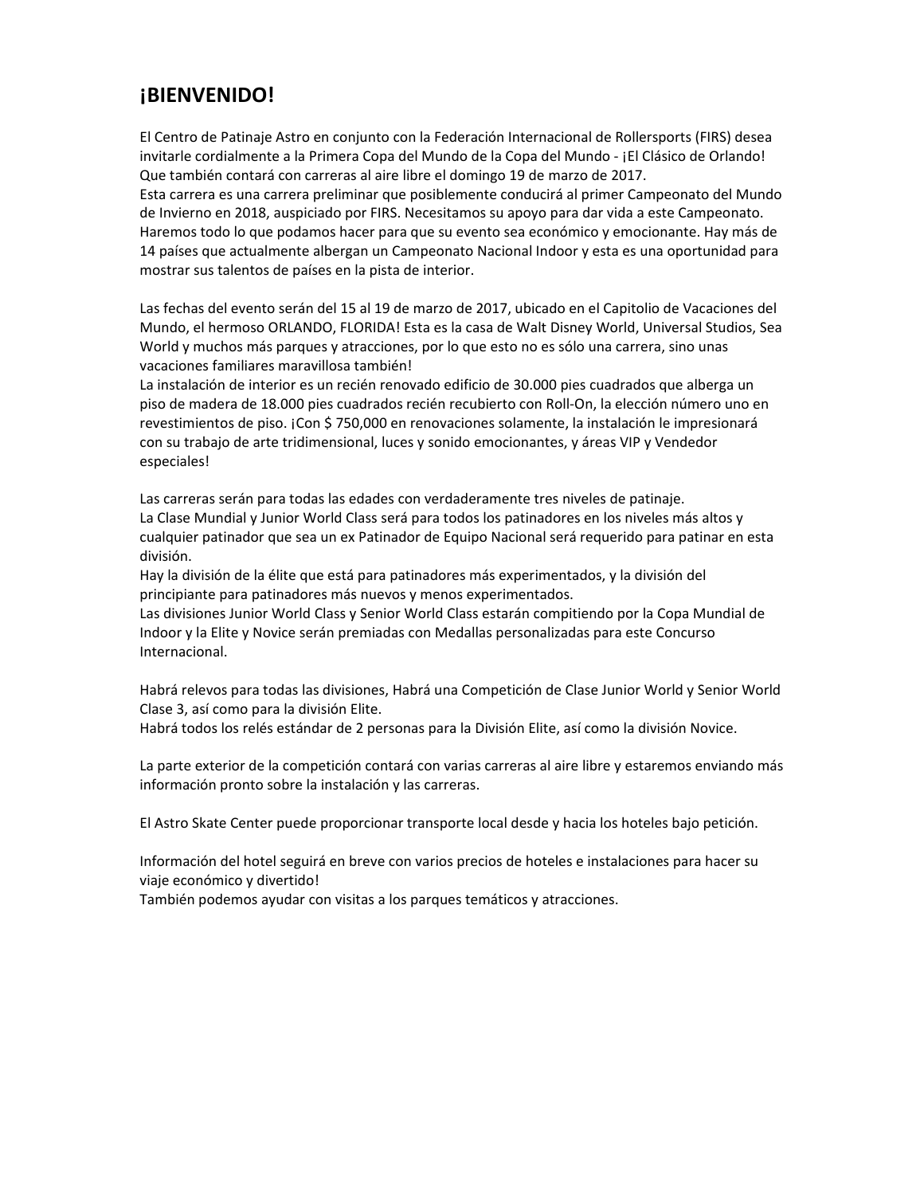# ¡BIENVENIDO!

El Centro de Patinaje Astro en conjunto con la Federación Internacional de Rollersports (FIRS) desea invitarle cordialmente a la Primera Copa del Mundo de la Copa del Mundo - ¡El Clásico de Orlando! Que también contará con carreras al aire libre el domingo 19 de marzo de 2017.
Esta carrera es una carrera preliminar que posiblemente conducirá al primer Campeonato del Mundo de Invierno en 2018, auspiciado por FIRS. Necesitamos su apoyo para dar vida a este Campeonato. Haremos todo lo que podamos hacer para que su evento sea económico y emocionante. Hay más de 14 países que actualmente albergan un Campeonato Nacional Indoor y esta es una oportunidad para mostrar sus talentos de países en la pista de interior.

Las fechas del evento serán del 15 al 19 de marzo de 2017, ubicado en el Capitolio de Vacaciones del Mundo, el hermoso ORLANDO, FLORIDA! Esta es la casa de Walt Disney World, Universal Studios, Sea World y muchos más parques y atracciones, por lo que esto no es sólo una carrera, sino unas vacaciones familiares maravillosa también!
La instalación de interior es un recién renovado edificio de 30.000 pies cuadrados que alberga un piso de madera de 18.000 pies cuadrados recién recubierto con Roll-On, la elección número uno en revestimientos de piso. ¡Con $ 750,000 en renovaciones solamente, la instalación le impresionará con su trabajo de arte tridimensional, luces y sonido emocionantes, y áreas VIP y Vendedor especiales!

Las carreras serán para todas las edades con verdaderamente tres niveles de patinaje.
La Clase Mundial y Junior World Class será para todos los patinadores en los niveles más altos y cualquier patinador que sea un ex Patinador de Equipo Nacional será requerido para patinar en esta división.
Hay la división de la élite que está para patinadores más experimentados, y la división del principiante para patinadores más nuevos y menos experimentados.
Las divisiones Junior World Class y Senior World Class estarán compitiendo por la Copa Mundial de Indoor y la Elite y Novice serán premiadas con Medallas personalizadas para este Concurso Internacional.

Habrá relevos para todas las divisiones, Habrá una Competición de Clase Junior World y Senior World Clase 3, así como para la división Elite.
Habrá todos los relés estándar de 2 personas para la División Elite, así como la división Novice.

La parte exterior de la competición contará con varias carreras al aire libre y estaremos enviando más información pronto sobre la instalación y las carreras.

El Astro Skate Center puede proporcionar transporte local desde y hacia los hoteles bajo petición.

Información del hotel seguirá en breve con varios precios de hoteles e instalaciones para hacer su viaje económico y divertido!
También podemos ayudar con visitas a los parques temáticos y atracciones.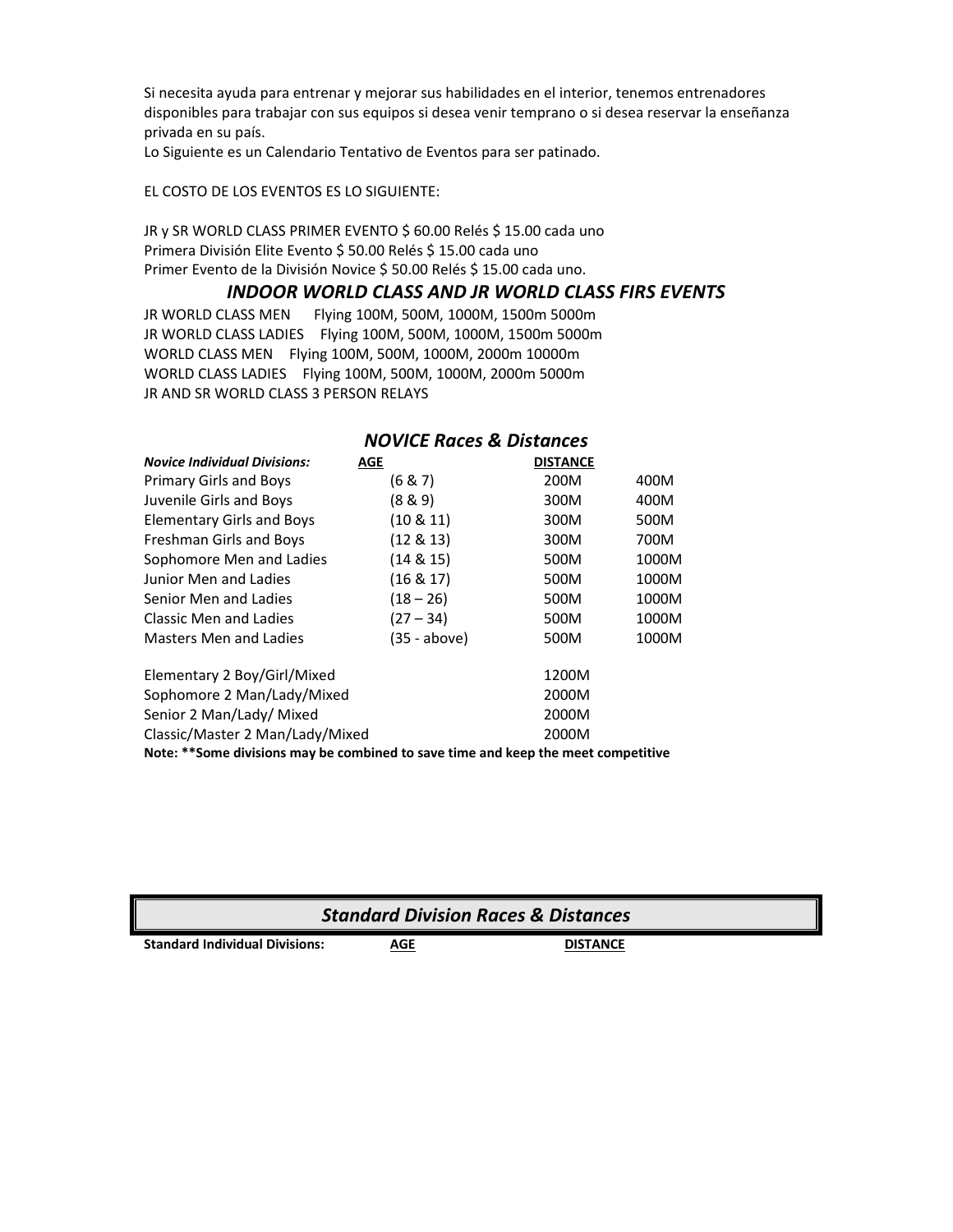Si necesita ayuda para entrenar y mejorar sus habilidades en el interior, tenemos entrenadores disponibles para trabajar con sus equipos si desea venir temprano o si desea reservar la enseñanza privada en su país.
Lo Siguiente es un Calendario Tentativo de Eventos para ser patinado.

EL COSTO DE LOS EVENTOS ES LO SIGUIENTE:

JR y SR WORLD CLASS PRIMER EVENTO $ 60.00 Relés $ 15.00 cada uno
Primera División Elite Evento $ 50.00 Relés $ 15.00 cada uno
Primer Evento de la División Novice $ 50.00 Relés $ 15.00 cada uno.

## *INDOOR WORLD CLASS AND JR WORLD CLASS FIRS EVENTS*

JR WORLD CLASS MEN Flying 100M, 500M, 1000M, 1500m 5000m
JR WORLD CLASS LADIES Flying 100M, 500M, 1000M, 1500m 5000m
WORLD CLASS MEN Flying 100M, 500M, 1000M, 2000m 10000m
WORLD CLASS LADIES Flying 100M, 500M, 1000M, 2000m 5000m
JR AND SR WORLD CLASS 3 PERSON RELAYS

## *NOVICE Races & Distances*

| ***Novice Individual Divisions:*** | **AGE** | **DISTANCE** | |
|---|---|---|---|
| Primary Girls and Boys | (6 & 7) | 200M | 400M |
| Juvenile Girls and Boys | (8 & 9) | 300M | 400M |
| Elementary Girls and Boys | (10 & 11) | 300M | 500M |
| Freshman Girls and Boys | (12 & 13) | 300M | 700M |
| Sophomore Men and Ladies | (14 & 15) | 500M | 1000M |
| Junior Men and Ladies | (16 & 17) | 500M | 1000M |
| Senior Men and Ladies | (18 – 26) | 500M | 1000M |
| Classic Men and Ladies | (27 – 34) | 500M | 1000M |
| Masters Men and Ladies | (35 - above) | 500M | 1000M |
| Elementary 2 Boy/Girl/Mixed | | 1200M | |
| Sophomore 2 Man/Lady/Mixed | | 2000M | |
| Senior 2 Man/Lady/ Mixed | | 2000M | |
| Classic/Master 2 Man/Lady/Mixed | | 2000M | |

**Note: **Some divisions may be combined to save time and keep the meet competitive**

## *Standard Division Races & Distances*

| **Standard Individual Divisions:** | **AGE** | **DISTANCE** |
|---|---|---|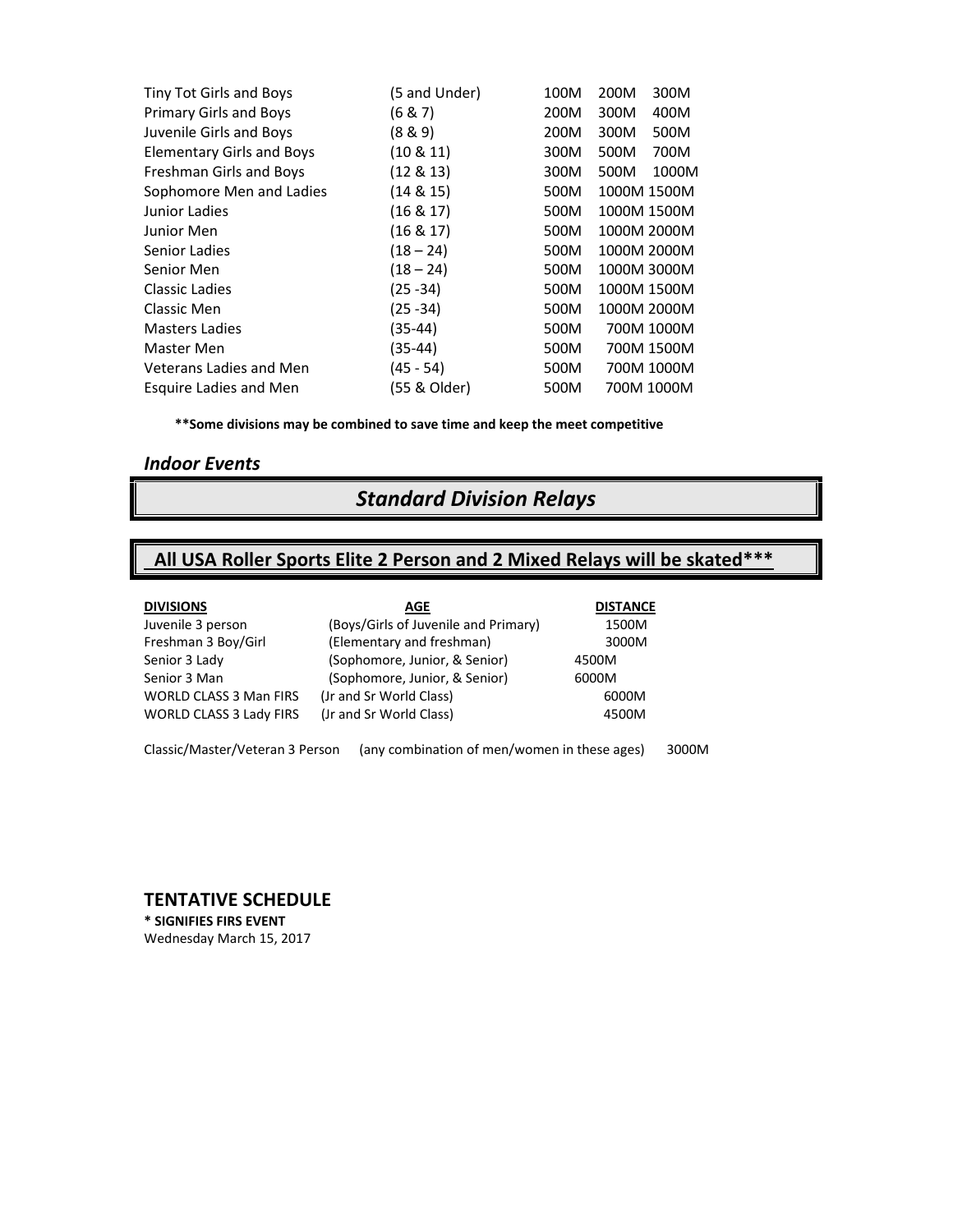| | | | | |
|---|---|---|---|---|
| Tiny Tot Girls and Boys | (5 and Under) | 100M | 200M | 300M |
| Primary Girls and Boys | (6 & 7) | 200M | 300M | 400M |
| Juvenile Girls and Boys | (8 & 9) | 200M | 300M | 500M |
| Elementary Girls and Boys | (10 & 11) | 300M | 500M | 700M |
| Freshman Girls and Boys | (12 & 13) | 300M | 500M | 1000M |
| Sophomore Men and Ladies | (14 & 15) | 500M | 1000M | 1500M |
| Junior Ladies | (16 & 17) | 500M | 1000M | 1500M |
| Junior Men | (16 & 17) | 500M | 1000M | 2000M |
| Senior Ladies | (18 – 24) | 500M | 1000M | 2000M |
| Senior Men | (18 – 24) | 500M | 1000M | 3000M |
| Classic Ladies | (25 -34) | 500M | 1000M | 1500M |
| Classic Men | (25 -34) | 500M | 1000M | 2000M |
| Masters Ladies | (35-44) | 500M | 700M | 1000M |
| Master Men | (35-44) | 500M | 700M | 1500M |
| Veterans Ladies and Men | (45 - 54) | 500M | 700M | 1000M |
| Esquire Ladies and Men | (55 & Older) | 500M | 700M | 1000M |

**\*\*Some divisions may be combined to save time and keep the meet competitive**

***Indoor Events***

## *Standard Division Relays*

## All USA Roller Sports Elite 2 Person and 2 Mixed Relays will be skated***

| DIVISIONS | AGE | DISTANCE |
|---|---|---|
| Juvenile 3 person | (Boys/Girls of Juvenile and Primary) | 1500M |
| Freshman 3 Boy/Girl | (Elementary and freshman) | 3000M |
| Senior 3 Lady | (Sophomore, Junior, & Senior) | 4500M |
| Senior 3 Man | (Sophomore, Junior, & Senior) | 6000M |
| WORLD CLASS 3 Man FIRS | (Jr and Sr World Class) | 6000M |
| WORLD CLASS 3 Lady FIRS | (Jr and Sr World Class) | 4500M |

Classic/Master/Veteran 3 Person (any combination of men/women in these ages) 3000M

### TENTATIVE SCHEDULE

**\* SIGNIFIES FIRS EVENT**

Wednesday March 15, 2017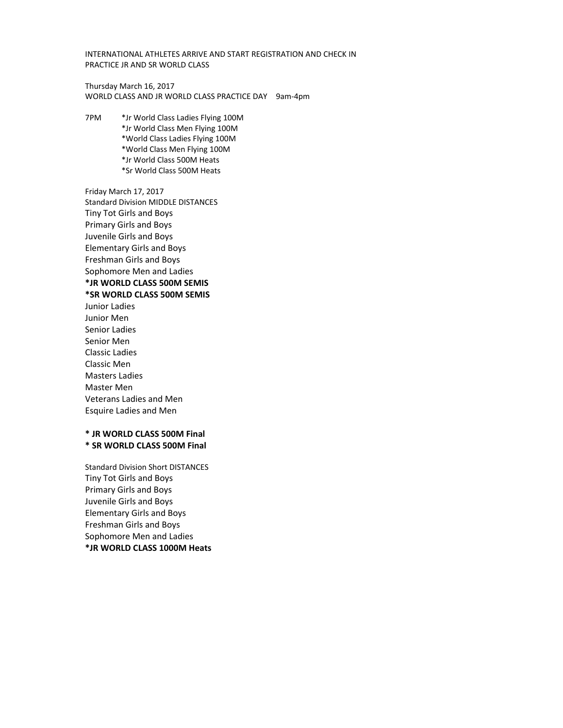INTERNATIONAL ATHLETES ARRIVE AND START REGISTRATION AND CHECK IN
PRACTICE JR AND SR WORLD CLASS

Thursday March 16, 2017
WORLD CLASS AND JR WORLD CLASS PRACTICE DAY 9am-4pm

7PM
*Jr World Class Ladies Flying 100M
*Jr World Class Men Flying 100M
*World Class Ladies Flying 100M
*World Class Men Flying 100M
*Jr World Class 500M Heats
*Sr World Class 500M Heats

Friday March 17, 2017
Standard Division MIDDLE DISTANCES
Tiny Tot Girls and Boys
Primary Girls and Boys
Juvenile Girls and Boys
Elementary Girls and Boys
Freshman Girls and Boys
Sophomore Men and Ladies
**\*JR WORLD CLASS 500M SEMIS**
**\*SR WORLD CLASS 500M SEMIS**
Junior Ladies
Junior Men
Senior Ladies
Senior Men
Classic Ladies
Classic Men
Masters Ladies
Master Men
Veterans Ladies and Men
Esquire Ladies and Men

**\* JR WORLD CLASS 500M Final**
**\* SR WORLD CLASS 500M Final**

Standard Division Short DISTANCES
Tiny Tot Girls and Boys
Primary Girls and Boys
Juvenile Girls and Boys
Elementary Girls and Boys
Freshman Girls and Boys
Sophomore Men and Ladies
**\*JR WORLD CLASS 1000M Heats**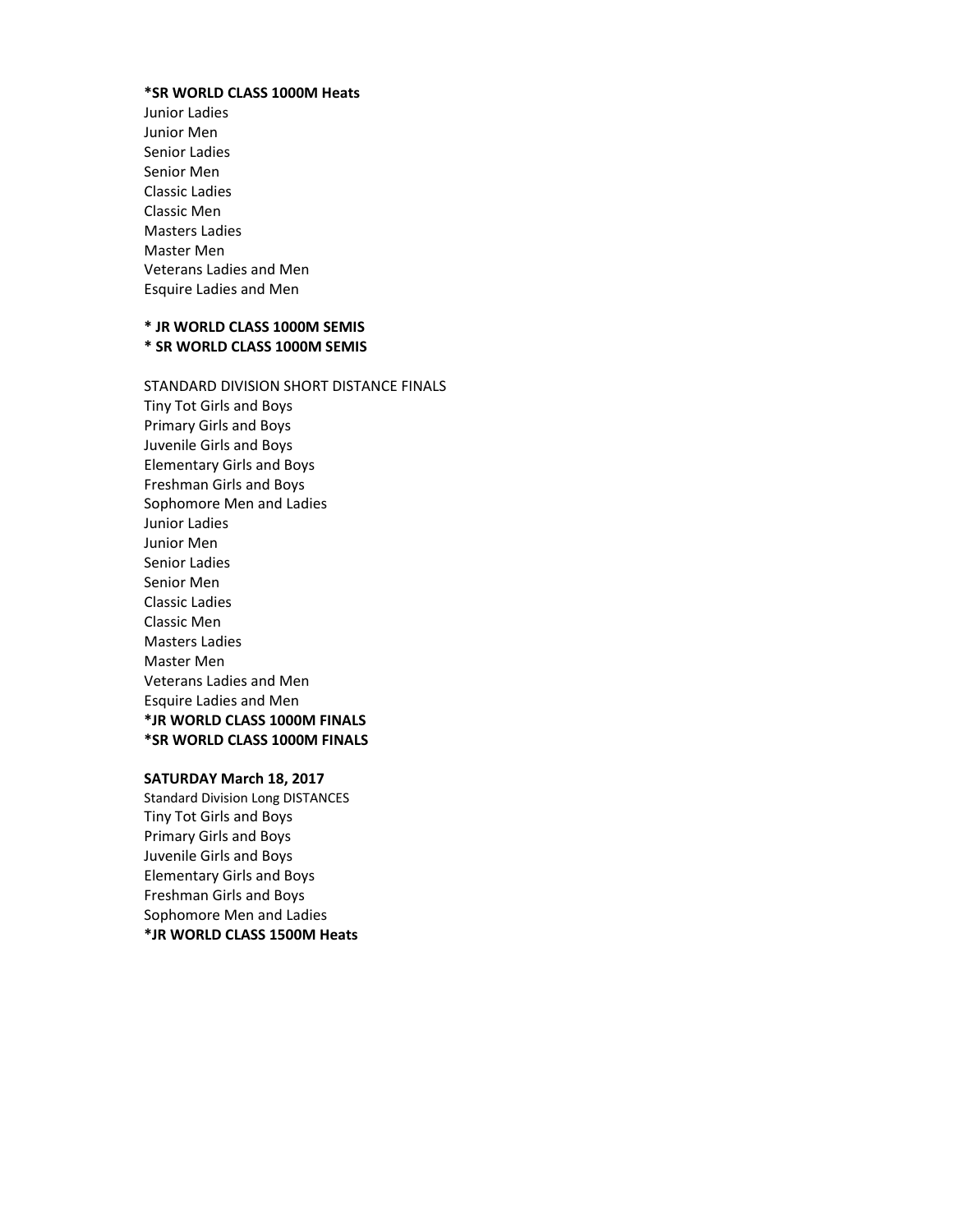**\*SR WORLD CLASS 1000M Heats**

Junior Ladies
Junior Men
Senior Ladies
Senior Men
Classic Ladies
Classic Men
Masters Ladies
Master Men
Veterans Ladies and Men
Esquire Ladies and Men

**\* JR WORLD CLASS 1000M SEMIS**
**\* SR WORLD CLASS 1000M SEMIS**

STANDARD DIVISION SHORT DISTANCE FINALS
Tiny Tot Girls and Boys
Primary Girls and Boys
Juvenile Girls and Boys
Elementary Girls and Boys
Freshman Girls and Boys
Sophomore Men and Ladies
Junior Ladies
Junior Men
Senior Ladies
Senior Men
Classic Ladies
Classic Men
Masters Ladies
Master Men
Veterans Ladies and Men
Esquire Ladies and Men
**\*JR WORLD CLASS 1000M FINALS**
**\*SR WORLD CLASS 1000M FINALS**

**SATURDAY March 18, 2017**

Standard Division Long DISTANCES
Tiny Tot Girls and Boys
Primary Girls and Boys
Juvenile Girls and Boys
Elementary Girls and Boys
Freshman Girls and Boys
Sophomore Men and Ladies
**\*JR WORLD CLASS 1500M Heats**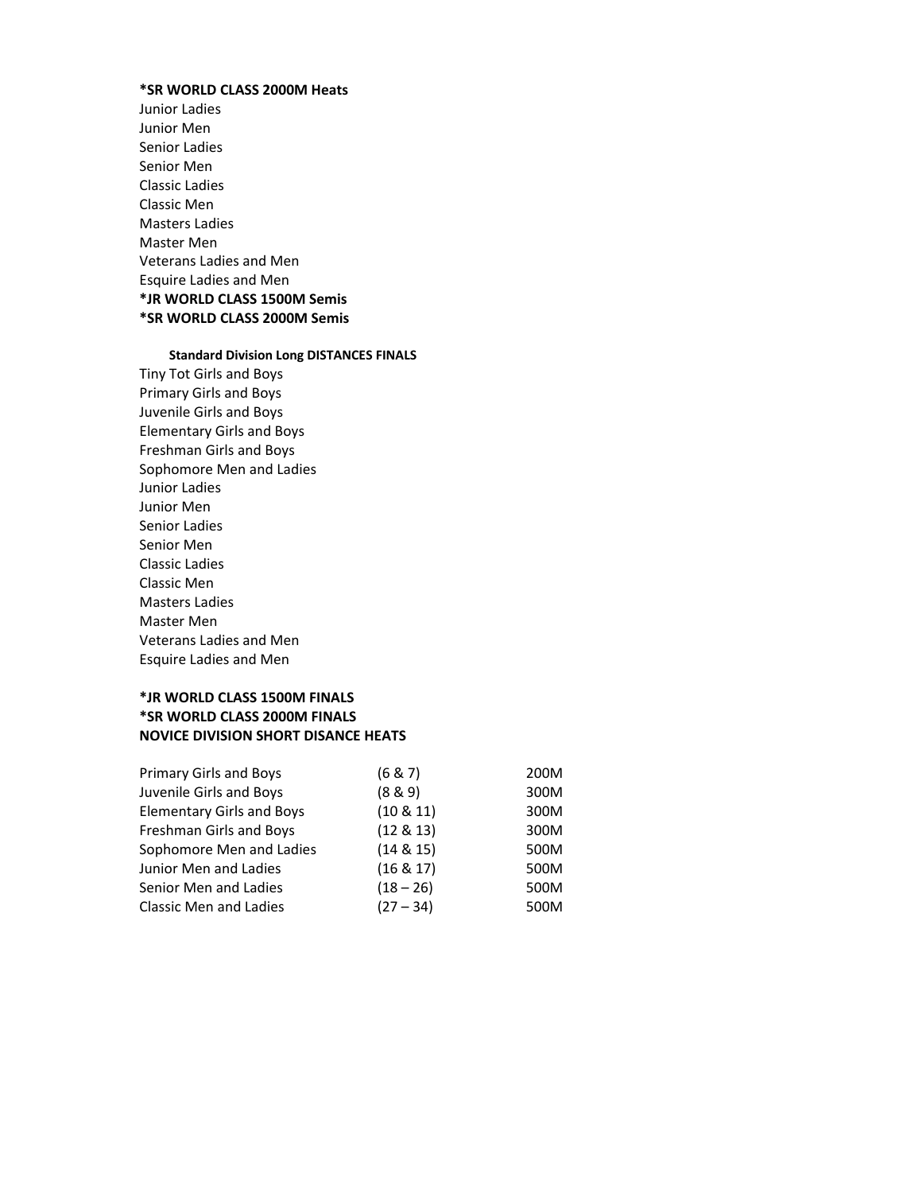**\*SR WORLD CLASS 2000M Heats**

Junior Ladies
Junior Men
Senior Ladies
Senior Men
Classic Ladies
Classic Men
Masters Ladies
Master Men
Veterans Ladies and Men
Esquire Ladies and Men

**\*JR WORLD CLASS 1500M Semis**
**\*SR WORLD CLASS 2000M Semis**

**Standard Division Long DISTANCES FINALS**

Tiny Tot Girls and Boys
Primary Girls and Boys
Juvenile Girls and Boys
Elementary Girls and Boys
Freshman Girls and Boys
Sophomore Men and Ladies
Junior Ladies
Junior Men
Senior Ladies
Senior Men
Classic Ladies
Classic Men
Masters Ladies
Master Men
Veterans Ladies and Men
Esquire Ladies and Men

**\*JR WORLD CLASS 1500M FINALS**
**\*SR WORLD CLASS 2000M FINALS**
**NOVICE DIVISION SHORT DISANCE HEATS**

| | | |
|---|---|---|
| Primary Girls and Boys | (6 & 7) | 200M |
| Juvenile Girls and Boys | (8 & 9) | 300M |
| Elementary Girls and Boys | (10 & 11) | 300M |
| Freshman Girls and Boys | (12 & 13) | 300M |
| Sophomore Men and Ladies | (14 & 15) | 500M |
| Junior Men and Ladies | (16 & 17) | 500M |
| Senior Men and Ladies | (18 – 26) | 500M |
| Classic Men and Ladies | (27 – 34) | 500M |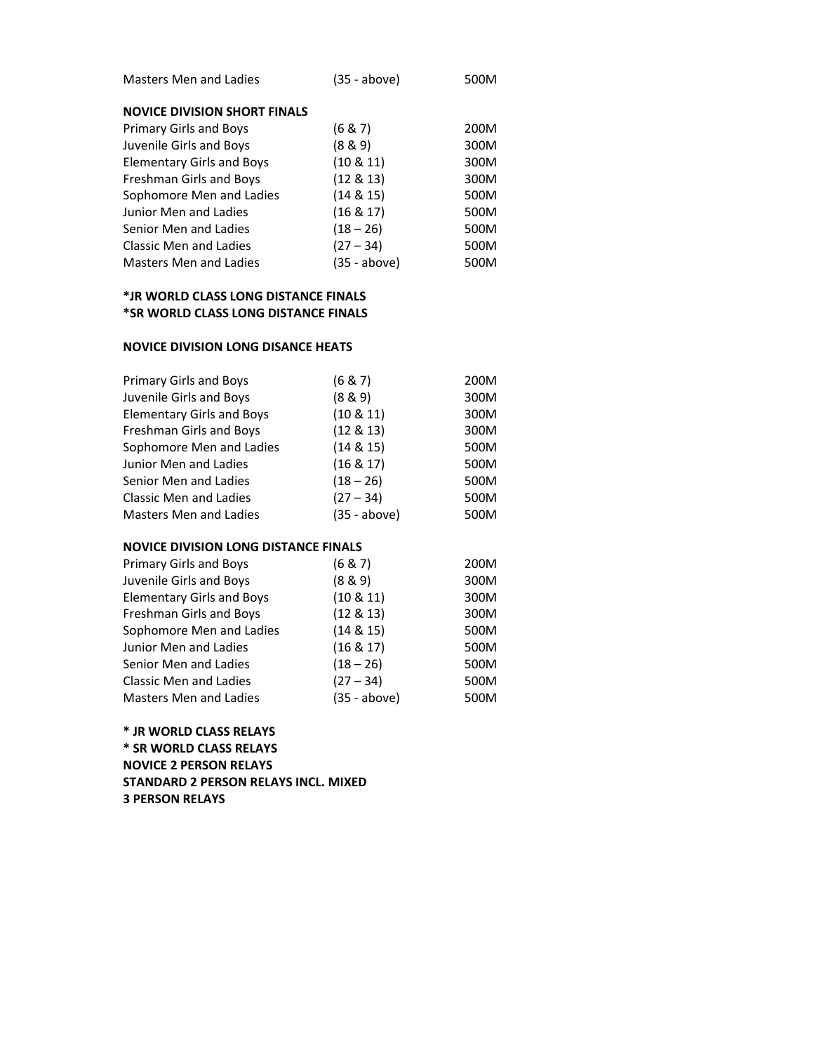| | | |
|---|---|---|
| Masters Men and Ladies | (35 - above) | 500M |

**NOVICE DIVISION SHORT FINALS**

| | | |
|---|---|---|
| Primary Girls and Boys | (6 & 7) | 200M |
| Juvenile Girls and Boys | (8 & 9) | 300M |
| Elementary Girls and Boys | (10 & 11) | 300M |
| Freshman Girls and Boys | (12 & 13) | 300M |
| Sophomore Men and Ladies | (14 & 15) | 500M |
| Junior Men and Ladies | (16 & 17) | 500M |
| Senior Men and Ladies | (18 – 26) | 500M |
| Classic Men and Ladies | (27 – 34) | 500M |
| Masters Men and Ladies | (35 - above) | 500M |

**\*JR WORLD CLASS LONG DISTANCE FINALS**
**\*SR WORLD CLASS LONG DISTANCE FINALS**

**NOVICE DIVISION LONG DISANCE HEATS**

| | | |
|---|---|---|
| Primary Girls and Boys | (6 & 7) | 200M |
| Juvenile Girls and Boys | (8 & 9) | 300M |
| Elementary Girls and Boys | (10 & 11) | 300M |
| Freshman Girls and Boys | (12 & 13) | 300M |
| Sophomore Men and Ladies | (14 & 15) | 500M |
| Junior Men and Ladies | (16 & 17) | 500M |
| Senior Men and Ladies | (18 – 26) | 500M |
| Classic Men and Ladies | (27 – 34) | 500M |
| Masters Men and Ladies | (35 - above) | 500M |

**NOVICE DIVISION LONG DISTANCE FINALS**

| | | |
|---|---|---|
| Primary Girls and Boys | (6 & 7) | 200M |
| Juvenile Girls and Boys | (8 & 9) | 300M |
| Elementary Girls and Boys | (10 & 11) | 300M |
| Freshman Girls and Boys | (12 & 13) | 300M |
| Sophomore Men and Ladies | (14 & 15) | 500M |
| Junior Men and Ladies | (16 & 17) | 500M |
| Senior Men and Ladies | (18 – 26) | 500M |
| Classic Men and Ladies | (27 – 34) | 500M |
| Masters Men and Ladies | (35 - above) | 500M |

**\* JR WORLD CLASS RELAYS**
**\* SR WORLD CLASS RELAYS**
**NOVICE 2 PERSON RELAYS**
**STANDARD 2 PERSON RELAYS INCL. MIXED**
**3 PERSON RELAYS**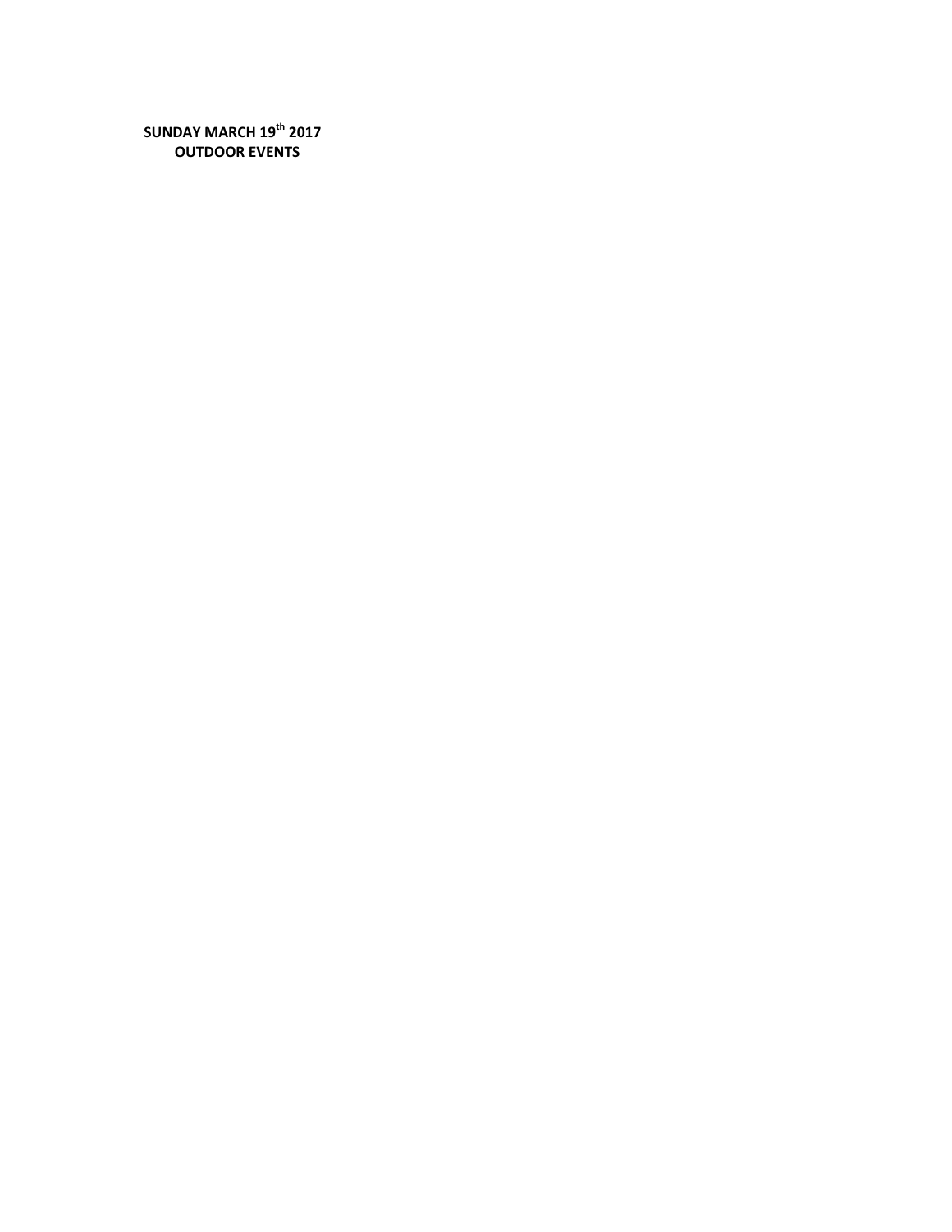**SUNDAY MARCH 19th 2017**
**OUTDOOR EVENTS**